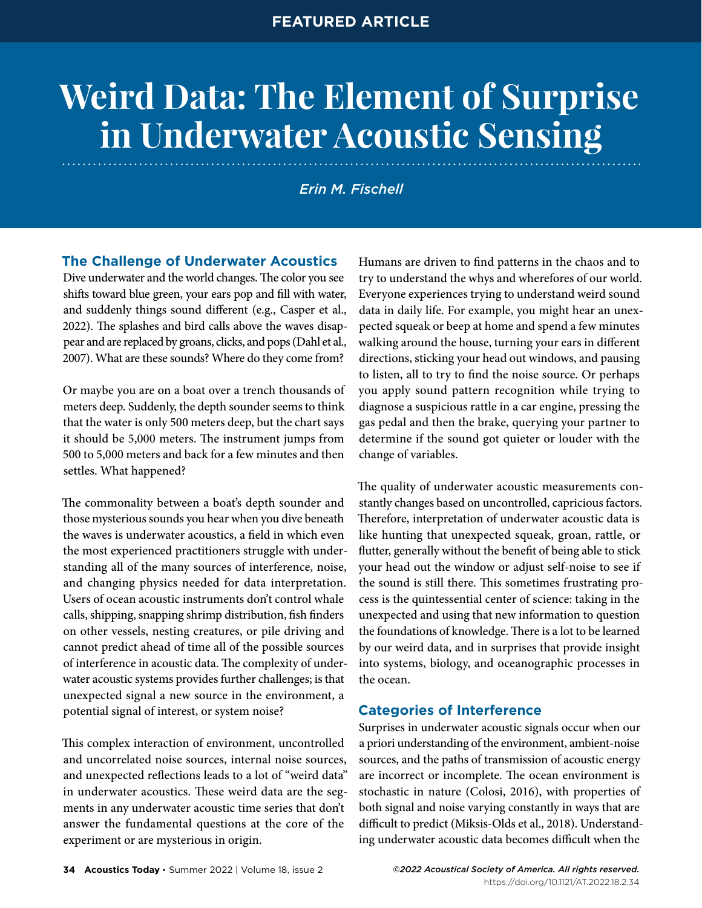FEATURED ARTICLE

# Weird Data: The Element of Surprise in Underwater Acoustic Sensing

*Erin M. Fischell*

## The Challenge of Underwater Acoustics

Dive underwater and the world changes. The color you see shifts toward blue green, your ears pop and fill with water, and suddenly things sound different (e.g., Casper et al., 2022). The splashes and bird calls above the waves disappear and are replaced by groans, clicks, and pops (Dahl et al., 2007). What are these sounds? Where do they come from?

Or maybe you are on a boat over a trench thousands of meters deep. Suddenly, the depth sounder seems to think that the water is only 500 meters deep, but the chart says it should be 5,000 meters. The instrument jumps from 500 to 5,000 meters and back for a few minutes and then settles. What happened?

The commonality between a boat's depth sounder and those mysterious sounds you hear when you dive beneath the waves is underwater acoustics, a field in which even the most experienced practitioners struggle with understanding all of the many sources of interference, noise, and changing physics needed for data interpretation. Users of ocean acoustic instruments don't control whale calls, shipping, snapping shrimp distribution, fish finders on other vessels, nesting creatures, or pile driving and cannot predict ahead of time all of the possible sources of interference in acoustic data. The complexity of underwater acoustic systems provides further challenges; is that unexpected signal a new source in the environment, a potential signal of interest, or system noise?

This complex interaction of environment, uncontrolled and uncorrelated noise sources, internal noise sources, and unexpected reflections leads to a lot of "weird data" in underwater acoustics. These weird data are the segments in any underwater acoustic time series that don't answer the fundamental questions at the core of the experiment or are mysterious in origin.

Humans are driven to find patterns in the chaos and to try to understand the whys and wherefores of our world. Everyone experiences trying to understand weird sound data in daily life. For example, you might hear an unexpected squeak or beep at home and spend a few minutes walking around the house, turning your ears in different directions, sticking your head out windows, and pausing to listen, all to try to find the noise source. Or perhaps you apply sound pattern recognition while trying to diagnose a suspicious rattle in a car engine, pressing the gas pedal and then the brake, querying your partner to determine if the sound got quieter or louder with the change of variables.

The quality of underwater acoustic measurements constantly changes based on uncontrolled, capricious factors. Therefore, interpretation of underwater acoustic data is like hunting that unexpected squeak, groan, rattle, or flutter, generally without the benefit of being able to stick your head out the window or adjust self-noise to see if the sound is still there. This sometimes frustrating process is the quintessential center of science: taking in the unexpected and using that new information to question the foundations of knowledge. There is a lot to be learned by our weird data, and in surprises that provide insight into systems, biology, and oceanographic processes in the ocean.

## Categories of Interference

Surprises in underwater acoustic signals occur when our a priori understanding of the environment, ambient-noise sources, and the paths of transmission of acoustic energy are incorrect or incomplete. The ocean environment is stochastic in nature (Colosi, 2016), with properties of both signal and noise varying constantly in ways that are difficult to predict (Miksis-Olds et al., 2018). Understanding underwater acoustic data becomes difficult when the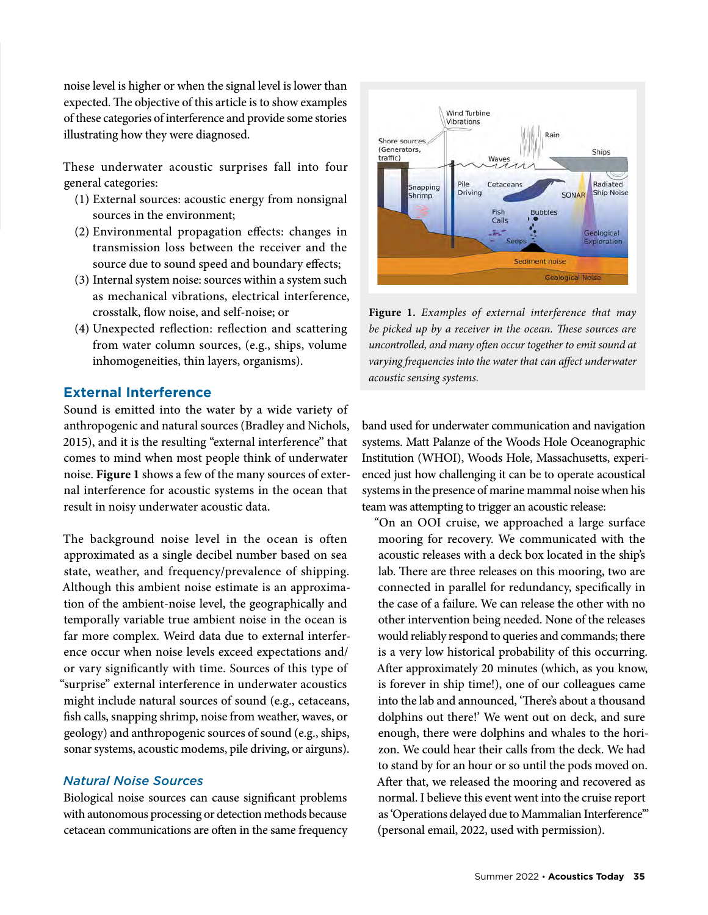noise level is higher or when the signal level is lower than expected. The objective of this article is to show examples of these categories of interference and provide some stories illustrating how they were diagnosed.

These underwater acoustic surprises fall into four general categories:

(1) External sources: acoustic energy from nonsignal sources in the environment;
(2) Environmental propagation effects: changes in transmission loss between the receiver and the source due to sound speed and boundary effects;
(3) Internal system noise: sources within a system such as mechanical vibrations, electrical interference, crosstalk, flow noise, and self-noise; or
(4) Unexpected reflection: reflection and scattering from water column sources, (e.g., ships, volume inhomogeneities, thin layers, organisms).

**Figure 1.** *Examples of external interference that may be picked up by a receiver in the ocean. These sources are uncontrolled, and many often occur together to emit sound at varying frequencies into the water that can affect underwater acoustic sensing systems.*

## External Interference

Sound is emitted into the water by a wide variety of anthropogenic and natural sources (Bradley and Nichols, 2015), and it is the resulting "external interference" that comes to mind when most people think of underwater noise. **Figure 1** shows a few of the many sources of external interference for acoustic systems in the ocean that result in noisy underwater acoustic data.

The background noise level in the ocean is often approximated as a single decibel number based on sea state, weather, and frequency/prevalence of shipping. Although this ambient noise estimate is an approximation of the ambient-noise level, the geographically and temporally variable true ambient noise in the ocean is far more complex. Weird data due to external interference occur when noise levels exceed expectations and/or vary significantly with time. Sources of this type of "surprise" external interference in underwater acoustics might include natural sources of sound (e.g., cetaceans, fish calls, snapping shrimp, noise from weather, waves, or geology) and anthropogenic sources of sound (e.g., ships, sonar systems, acoustic modems, pile driving, or airguns).

### *Natural Noise Sources*

Biological noise sources can cause significant problems with autonomous processing or detection methods because cetacean communications are often in the same frequency band used for underwater communication and navigation systems. Matt Palanze of the Woods Hole Oceanographic Institution (WHOI), Woods Hole, Massachusetts, experienced just how challenging it can be to operate acoustical systems in the presence of marine mammal noise when his team was attempting to trigger an acoustic release:

> "On an OOI cruise, we approached a large surface mooring for recovery. We communicated with the acoustic releases with a deck box located in the ship's lab. There are three releases on this mooring, two are connected in parallel for redundancy, specifically in the case of a failure. We can release the other with no other intervention being needed. None of the releases would reliably respond to queries and commands; there is a very low historical probability of this occurring. After approximately 20 minutes (which, as you know, is forever in ship time!), one of our colleagues came into the lab and announced, 'There's about a thousand dolphins out there!' We went out on deck, and sure enough, there were dolphins and whales to the horizon. We could hear their calls from the deck. We had to stand by for an hour or so until the pods moved on. After that, we released the mooring and recovered as normal. I believe this event went into the cruise report as 'Operations delayed due to Mammalian Interference'" (personal email, 2022, used with permission).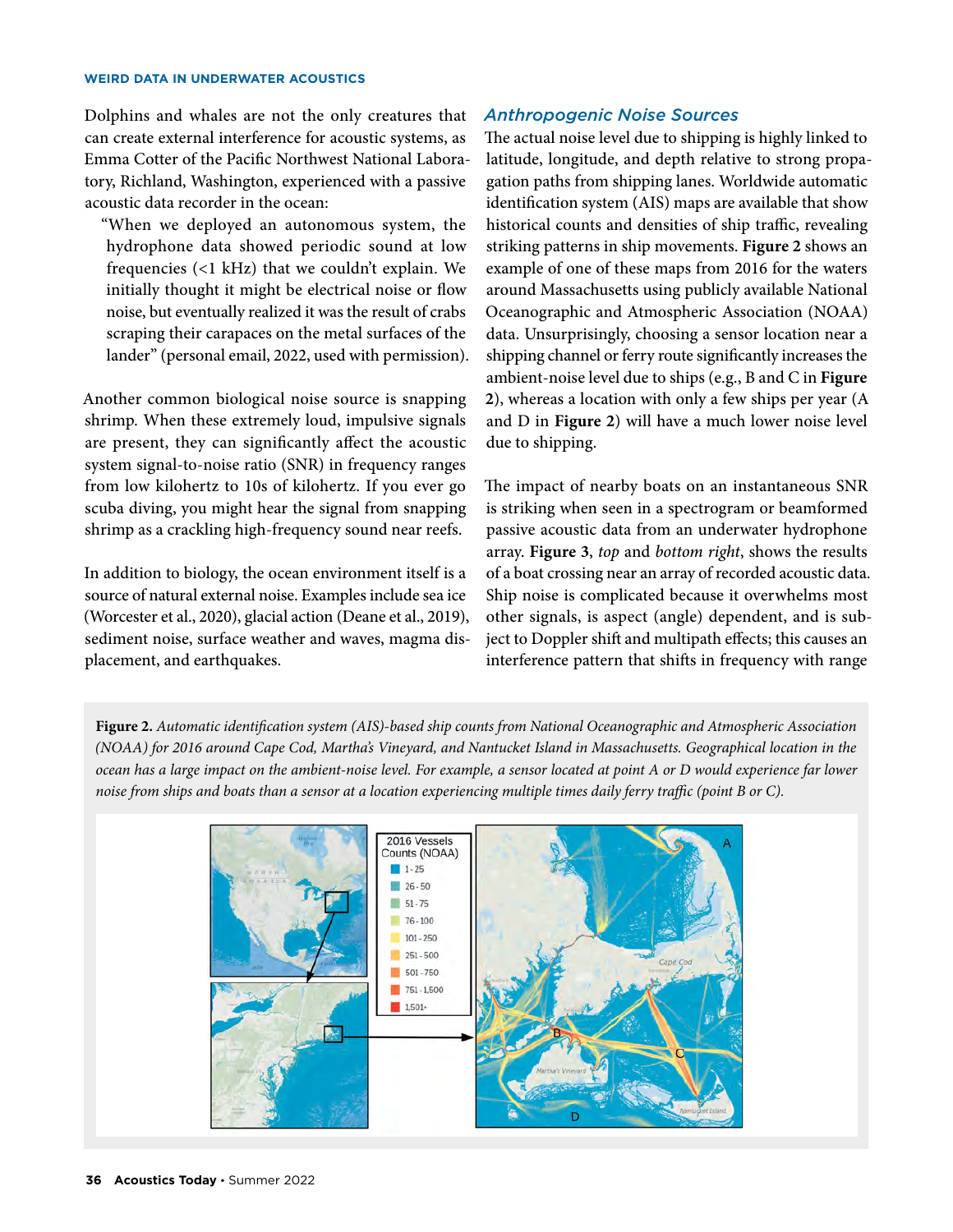Dolphins and whales are not the only creatures that can create external interference for acoustic systems, as Emma Cotter of the Pacific Northwest National Laboratory, Richland, Washington, experienced with a passive acoustic data recorder in the ocean:

> "When we deployed an autonomous system, the hydrophone data showed periodic sound at low frequencies (<1 kHz) that we couldn't explain. We initially thought it might be electrical noise or flow noise, but eventually realized it was the result of crabs scraping their carapaces on the metal surfaces of the lander" (personal email, 2022, used with permission).

Another common biological noise source is snapping shrimp. When these extremely loud, impulsive signals are present, they can significantly affect the acoustic system signal-to-noise ratio (SNR) in frequency ranges from low kilohertz to 10s of kilohertz. If you ever go scuba diving, you might hear the signal from snapping shrimp as a crackling high-frequency sound near reefs.

In addition to biology, the ocean environment itself is a source of natural external noise. Examples include sea ice (Worcester et al., 2020), glacial action (Deane et al., 2019), sediment noise, surface weather and waves, magma displacement, and earthquakes.

## Anthropogenic Noise Sources

The actual noise level due to shipping is highly linked to latitude, longitude, and depth relative to strong propagation paths from shipping lanes. Worldwide automatic identification system (AIS) maps are available that show historical counts and densities of ship traffic, revealing striking patterns in ship movements. **Figure 2** shows an example of one of these maps from 2016 for the waters around Massachusetts using publicly available National Oceanographic and Atmospheric Association (NOAA) data. Unsurprisingly, choosing a sensor location near a shipping channel or ferry route significantly increases the ambient-noise level due to ships (e.g., B and C in **Figure 2**), whereas a location with only a few ships per year (A and D in **Figure 2**) will have a much lower noise level due to shipping.

The impact of nearby boats on an instantaneous SNR is striking when seen in a spectrogram or beamformed passive acoustic data from an underwater hydrophone array. **Figure 3**, *top* and *bottom right*, shows the results of a boat crossing near an array of recorded acoustic data. Ship noise is complicated because it overwhelms most other signals, is aspect (angle) dependent, and is subject to Doppler shift and multipath effects; this causes an interference pattern that shifts in frequency with range

**Figure 2.** *Automatic identification system (AIS)-based ship counts from National Oceanographic and Atmospheric Association (NOAA) for 2016 around Cape Cod, Martha's Vineyard, and Nantucket Island in Massachusetts. Geographical location in the ocean has a large impact on the ambient-noise level. For example, a sensor located at point A or D would experience far lower noise from ships and boats than a sensor at a location experiencing multiple times daily ferry traffic (point B or C).*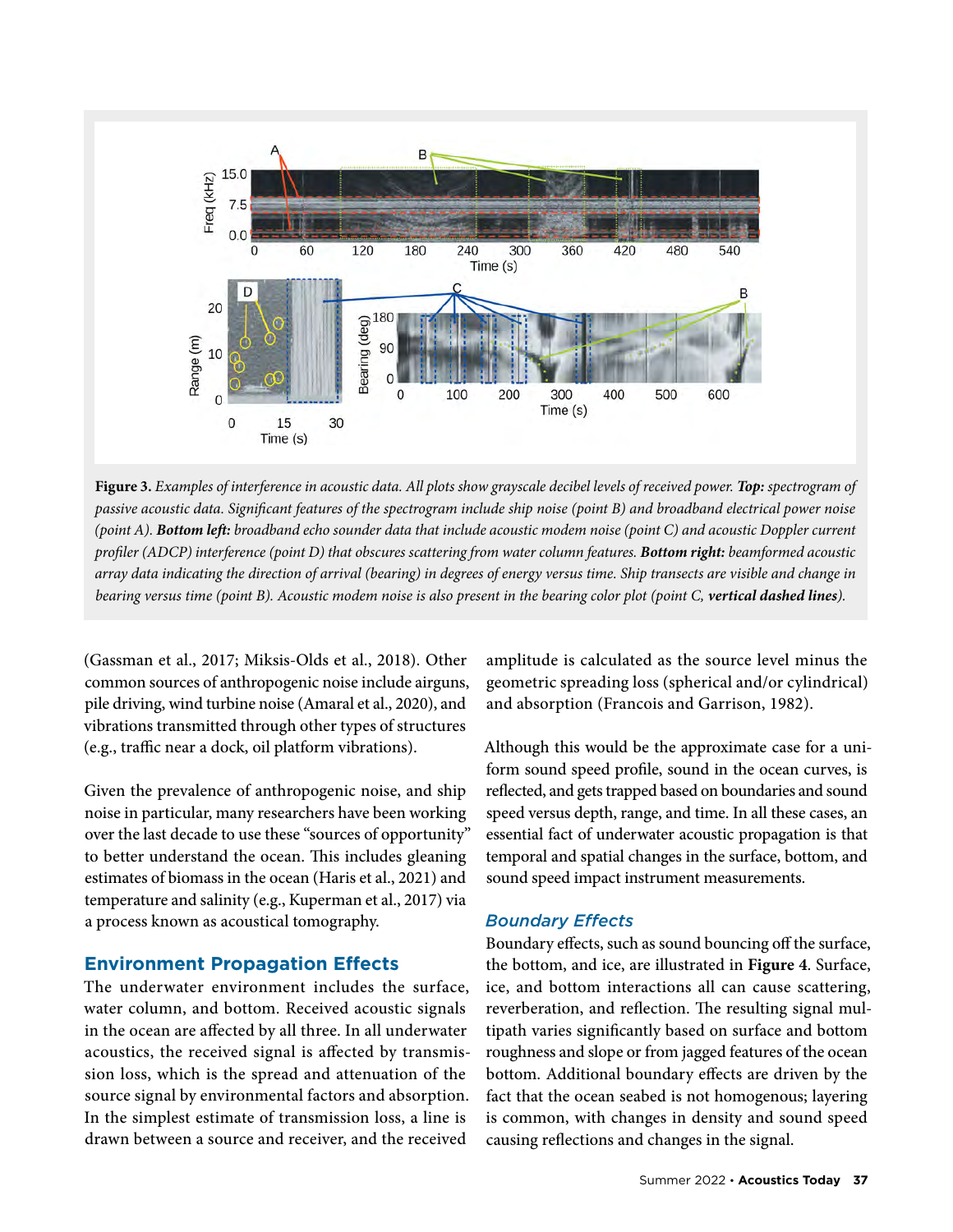**Figure 3.** *Examples of interference in acoustic data. All plots show grayscale decibel levels of received power.* ***Top:*** *spectrogram of passive acoustic data. Significant features of the spectrogram include ship noise (point B) and broadband electrical power noise (point A).* ***Bottom left:*** *broadband echo sounder data that include acoustic modem noise (point C) and acoustic Doppler current profiler (ADCP) interference (point D) that obscures scattering from water column features.* ***Bottom right:*** *beamformed acoustic array data indicating the direction of arrival (bearing) in degrees of energy versus time. Ship transects are visible and change in bearing versus time (point B). Acoustic modem noise is also present in the bearing color plot (point C,* ***vertical dashed lines****).*

(Gassman et al., 2017; Miksis-Olds et al., 2018). Other common sources of anthropogenic noise include airguns, pile driving, wind turbine noise (Amaral et al., 2020), and vibrations transmitted through other types of structures (e.g., traffic near a dock, oil platform vibrations).

Given the prevalence of anthropogenic noise, and ship noise in particular, many researchers have been working over the last decade to use these "sources of opportunity" to better understand the ocean. This includes gleaning estimates of biomass in the ocean (Haris et al., 2021) and temperature and salinity (e.g., Kuperman et al., 2017) via a process known as acoustical tomography.

## Environment Propagation Effects

The underwater environment includes the surface, water column, and bottom. Received acoustic signals in the ocean are affected by all three. In all underwater acoustics, the received signal is affected by transmission loss, which is the spread and attenuation of the source signal by environmental factors and absorption. In the simplest estimate of transmission loss, a line is drawn between a source and receiver, and the received amplitude is calculated as the source level minus the geometric spreading loss (spherical and/or cylindrical) and absorption (Francois and Garrison, 1982).

Although this would be the approximate case for a uniform sound speed profile, sound in the ocean curves, is reflected, and gets trapped based on boundaries and sound speed versus depth, range, and time. In all these cases, an essential fact of underwater acoustic propagation is that temporal and spatial changes in the surface, bottom, and sound speed impact instrument measurements.

### Boundary Effects

Boundary effects, such as sound bouncing off the surface, the bottom, and ice, are illustrated in **Figure 4**. Surface, ice, and bottom interactions all can cause scattering, reverberation, and reflection. The resulting signal multipath varies significantly based on surface and bottom roughness and slope or from jagged features of the ocean bottom. Additional boundary effects are driven by the fact that the ocean seabed is not homogenous; layering is common, with changes in density and sound speed causing reflections and changes in the signal.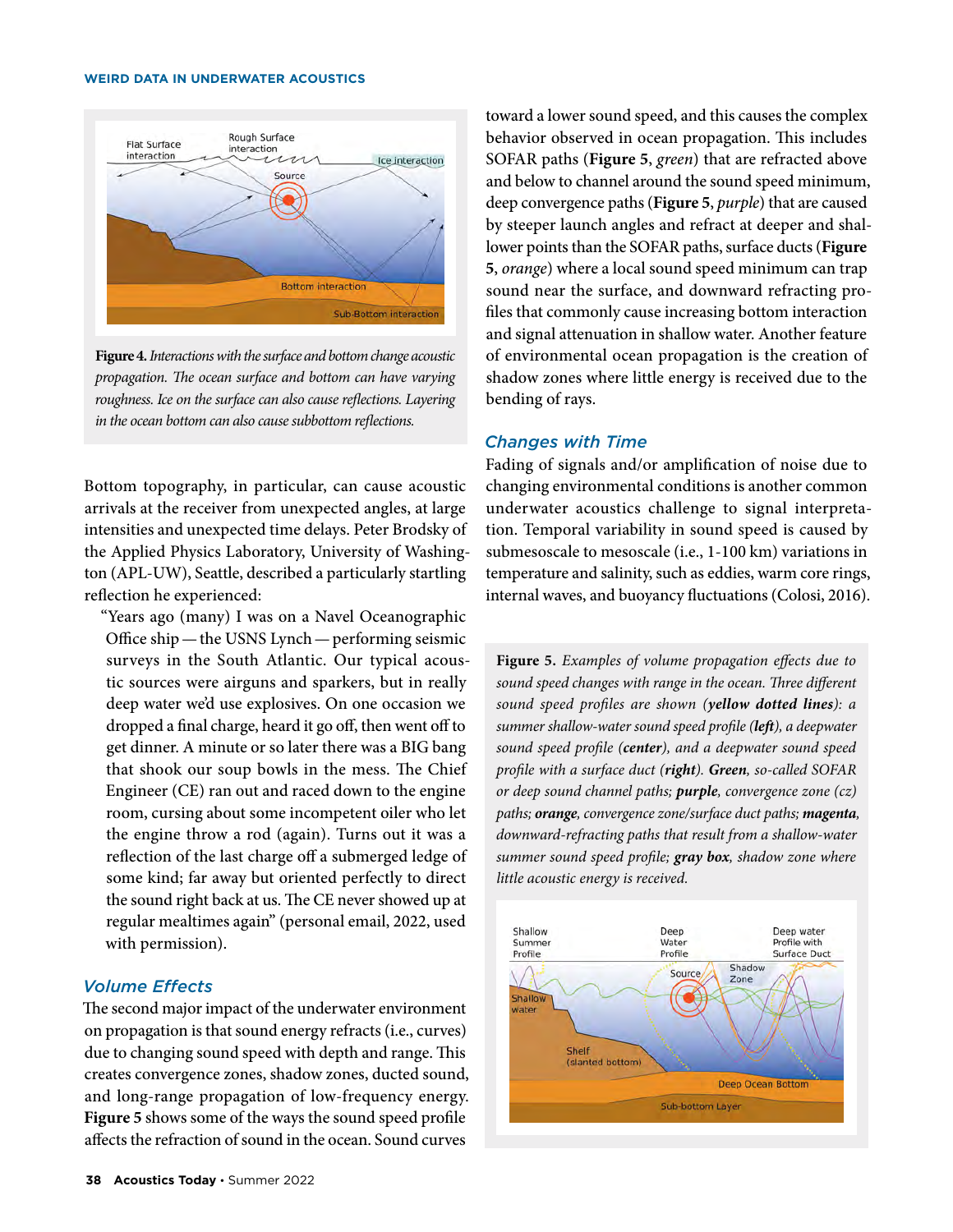**Figure 4.** *Interactions with the surface and bottom change acoustic propagation. The ocean surface and bottom can have varying roughness. Ice on the surface can also cause reflections. Layering in the ocean bottom can also cause subbottom reflections.*

Bottom topography, in particular, can cause acoustic arrivals at the receiver from unexpected angles, at large intensities and unexpected time delays. Peter Brodsky of the Applied Physics Laboratory, University of Washington (APL-UW), Seattle, described a particularly startling reflection he experienced:

> "Years ago (many) I was on a Navel Oceanographic Office ship — the USNS Lynch — performing seismic surveys in the South Atlantic. Our typical acoustic sources were airguns and sparkers, but in really deep water we'd use explosives. On one occasion we dropped a final charge, heard it go off, then went off to get dinner. A minute or so later there was a BIG bang that shook our soup bowls in the mess. The Chief Engineer (CE) ran out and raced down to the engine room, cursing about some incompetent oiler who let the engine throw a rod (again). Turns out it was a reflection of the last charge off a submerged ledge of some kind; far away but oriented perfectly to direct the sound right back at us. The CE never showed up at regular mealtimes again" (personal email, 2022, used with permission).

## *Volume Effects*

The second major impact of the underwater environment on propagation is that sound energy refracts (i.e., curves) due to changing sound speed with depth and range. This creates convergence zones, shadow zones, ducted sound, and long-range propagation of low-frequency energy. **Figure 5** shows some of the ways the sound speed profile affects the refraction of sound in the ocean. Sound curves toward a lower sound speed, and this causes the complex behavior observed in ocean propagation. This includes SOFAR paths (**Figure 5**, *green*) that are refracted above and below to channel around the sound speed minimum, deep convergence paths (**Figure 5**, *purple*) that are caused by steeper launch angles and refract at deeper and shallower points than the SOFAR paths, surface ducts (**Figure 5**, *orange*) where a local sound speed minimum can trap sound near the surface, and downward refracting profiles that commonly cause increasing bottom interaction and signal attenuation in shallow water. Another feature of environmental ocean propagation is the creation of shadow zones where little energy is received due to the bending of rays.

## *Changes with Time*

Fading of signals and/or amplification of noise due to changing environmental conditions is another common underwater acoustics challenge to signal interpretation. Temporal variability in sound speed is caused by submesoscale to mesoscale (i.e., 1-100 km) variations in temperature and salinity, such as eddies, warm core rings, internal waves, and buoyancy fluctuations (Colosi, 2016).

**Figure 5.** *Examples of volume propagation effects due to sound speed changes with range in the ocean. Three different sound speed profiles are shown (**yellow dotted lines**): a summer shallow-water sound speed profile (**left**), a deepwater sound speed profile (**center**), and a deepwater sound speed profile with a surface duct (**right**). **Green**, so-called SOFAR or deep sound channel paths; **purple**, convergence zone (cz) paths; **orange**, convergence zone/surface duct paths; **magenta**, downward-refracting paths that result from a shallow-water summer sound speed profile; **gray box**, shadow zone where little acoustic energy is received.*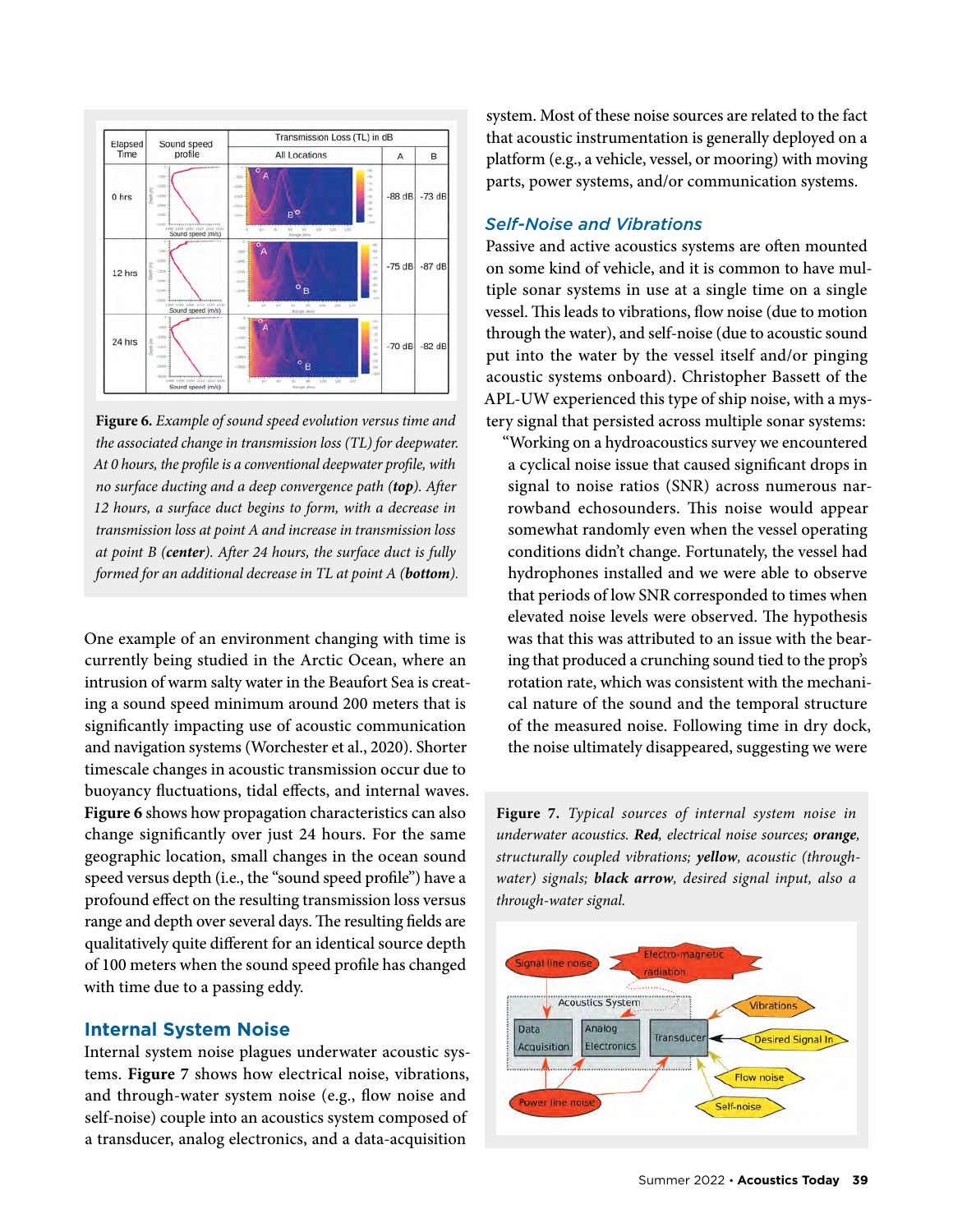**Figure 6.** *Example of sound speed evolution versus time and the associated change in transmission loss (TL) for deepwater. At 0 hours, the profile is a conventional deepwater profile, with no surface ducting and a deep convergence path (**top**). After 12 hours, a surface duct begins to form, with a decrease in transmission loss at point A and increase in transmission loss at point B (**center**). After 24 hours, the surface duct is fully formed for an additional decrease in TL at point A (**bottom**).*

One example of an environment changing with time is currently being studied in the Arctic Ocean, where an intrusion of warm salty water in the Beaufort Sea is creating a sound speed minimum around 200 meters that is significantly impacting use of acoustic communication and navigation systems (Worchester et al., 2020). Shorter timescale changes in acoustic transmission occur due to buoyancy fluctuations, tidal effects, and internal waves. **Figure 6** shows how propagation characteristics can also change significantly over just 24 hours. For the same geographic location, small changes in the ocean sound speed versus depth (i.e., the "sound speed profile") have a profound effect on the resulting transmission loss versus range and depth over several days. The resulting fields are qualitatively quite different for an identical source depth of 100 meters when the sound speed profile has changed with time due to a passing eddy.

## Internal System Noise

Internal system noise plagues underwater acoustic systems. **Figure 7** shows how electrical noise, vibrations, and through-water system noise (e.g., flow noise and self-noise) couple into an acoustics system composed of a transducer, analog electronics, and a data-acquisition system. Most of these noise sources are related to the fact that acoustic instrumentation is generally deployed on a platform (e.g., a vehicle, vessel, or mooring) with moving parts, power systems, and/or communication systems.

### Self-Noise and Vibrations

Passive and active acoustics systems are often mounted on some kind of vehicle, and it is common to have multiple sonar systems in use at a single time on a single vessel. This leads to vibrations, flow noise (due to motion through the water), and self-noise (due to acoustic sound put into the water by the vessel itself and/or pinging acoustic systems onboard). Christopher Bassett of the APL-UW experienced this type of ship noise, with a mystery signal that persisted across multiple sonar systems:

> "Working on a hydroacoustics survey we encountered a cyclical noise issue that caused significant drops in signal to noise ratios (SNR) across numerous narrowband echosounders. This noise would appear somewhat randomly even when the vessel operating conditions didn't change. Fortunately, the vessel had hydrophones installed and we were able to observe that periods of low SNR corresponded to times when elevated noise levels were observed. The hypothesis was that this was attributed to an issue with the bearing that produced a crunching sound tied to the prop's rotation rate, which was consistent with the mechanical nature of the sound and the temporal structure of the measured noise. Following time in dry dock, the noise ultimately disappeared, suggesting we were

**Figure 7.** *Typical sources of internal system noise in underwater acoustics. **Red**, electrical noise sources; **orange**, structurally coupled vibrations; **yellow**, acoustic (through-water) signals; **black arrow**, desired signal input, also a through-water signal.*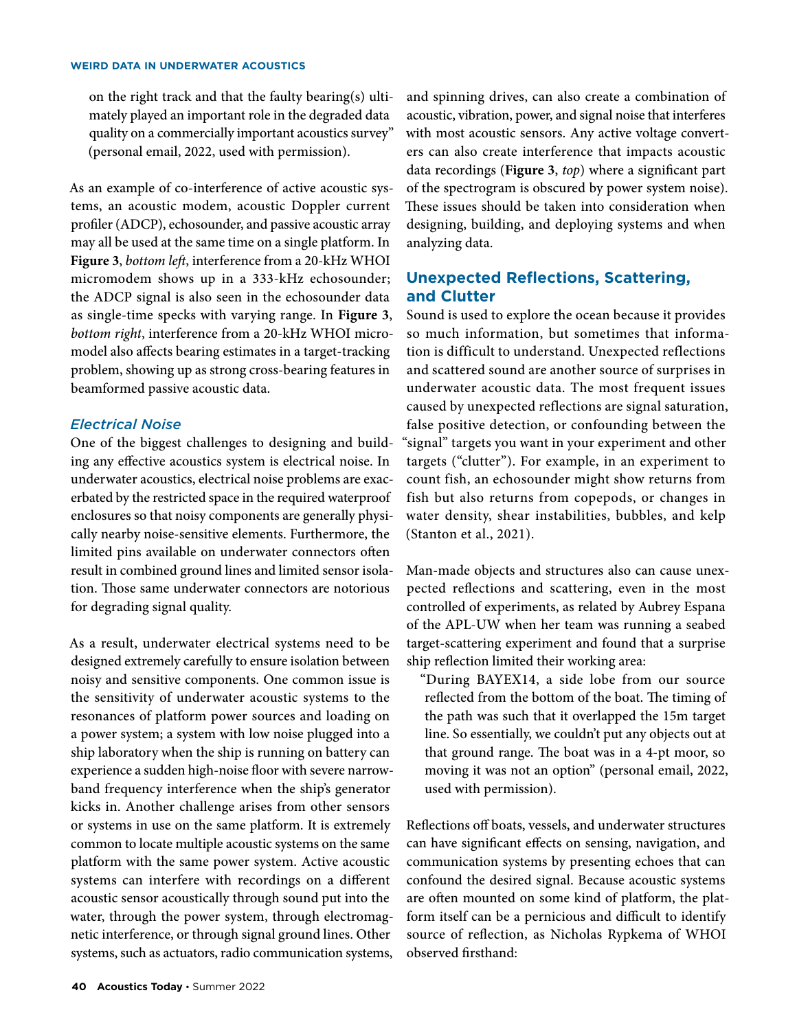on the right track and that the faulty bearing(s) ultimately played an important role in the degraded data quality on a commercially important acoustics survey" (personal email, 2022, used with permission).

As an example of co-interference of active acoustic systems, an acoustic modem, acoustic Doppler current profiler (ADCP), echosounder, and passive acoustic array may all be used at the same time on a single platform. In **Figure 3**, *bottom left*, interference from a 20-kHz WHOI micromodem shows up in a 333-kHz echosounder; the ADCP signal is also seen in the echosounder data as single-time specks with varying range. In **Figure 3**, *bottom right*, interference from a 20-kHz WHOI micromodel also affects bearing estimates in a target-tracking problem, showing up as strong cross-bearing features in beamformed passive acoustic data.

### *Electrical Noise*

One of the biggest challenges to designing and building any effective acoustics system is electrical noise. In underwater acoustics, electrical noise problems are exacerbated by the restricted space in the required waterproof enclosures so that noisy components are generally physically nearby noise-sensitive elements. Furthermore, the limited pins available on underwater connectors often result in combined ground lines and limited sensor isolation. Those same underwater connectors are notorious for degrading signal quality.

As a result, underwater electrical systems need to be designed extremely carefully to ensure isolation between noisy and sensitive components. One common issue is the sensitivity of underwater acoustic systems to the resonances of platform power sources and loading on a power system; a system with low noise plugged into a ship laboratory when the ship is running on battery can experience a sudden high-noise floor with severe narrowband frequency interference when the ship's generator kicks in. Another challenge arises from other sensors or systems in use on the same platform. It is extremely common to locate multiple acoustic systems on the same platform with the same power system. Active acoustic systems can interfere with recordings on a different acoustic sensor acoustically through sound put into the water, through the power system, through electromagnetic interference, or through signal ground lines. Other systems, such as actuators, radio communication systems, and spinning drives, can also create a combination of acoustic, vibration, power, and signal noise that interferes with most acoustic sensors. Any active voltage converters can also create interference that impacts acoustic data recordings (**Figure 3**, *top*) where a significant part of the spectrogram is obscured by power system noise). These issues should be taken into consideration when designing, building, and deploying systems and when analyzing data.

## Unexpected Reflections, Scattering, and Clutter

Sound is used to explore the ocean because it provides so much information, but sometimes that information is difficult to understand. Unexpected reflections and scattered sound are another source of surprises in underwater acoustic data. The most frequent issues caused by unexpected reflections are signal saturation, false positive detection, or confounding between the "signal" targets you want in your experiment and other targets ("clutter"). For example, in an experiment to count fish, an echosounder might show returns from fish but also returns from copepods, or changes in water density, shear instabilities, bubbles, and kelp (Stanton et al., 2021).

Man-made objects and structures also can cause unexpected reflections and scattering, even in the most controlled of experiments, as related by Aubrey Espana of the APL-UW when her team was running a seabed target-scattering experiment and found that a surprise ship reflection limited their working area:

> "During BAYEX14, a side lobe from our source reflected from the bottom of the boat. The timing of the path was such that it overlapped the 15m target line. So essentially, we couldn't put any objects out at that ground range. The boat was in a 4-pt moor, so moving it was not an option" (personal email, 2022, used with permission).

Reflections off boats, vessels, and underwater structures can have significant effects on sensing, navigation, and communication systems by presenting echoes that can confound the desired signal. Because acoustic systems are often mounted on some kind of platform, the platform itself can be a pernicious and difficult to identify source of reflection, as Nicholas Rypkema of WHOI observed firsthand: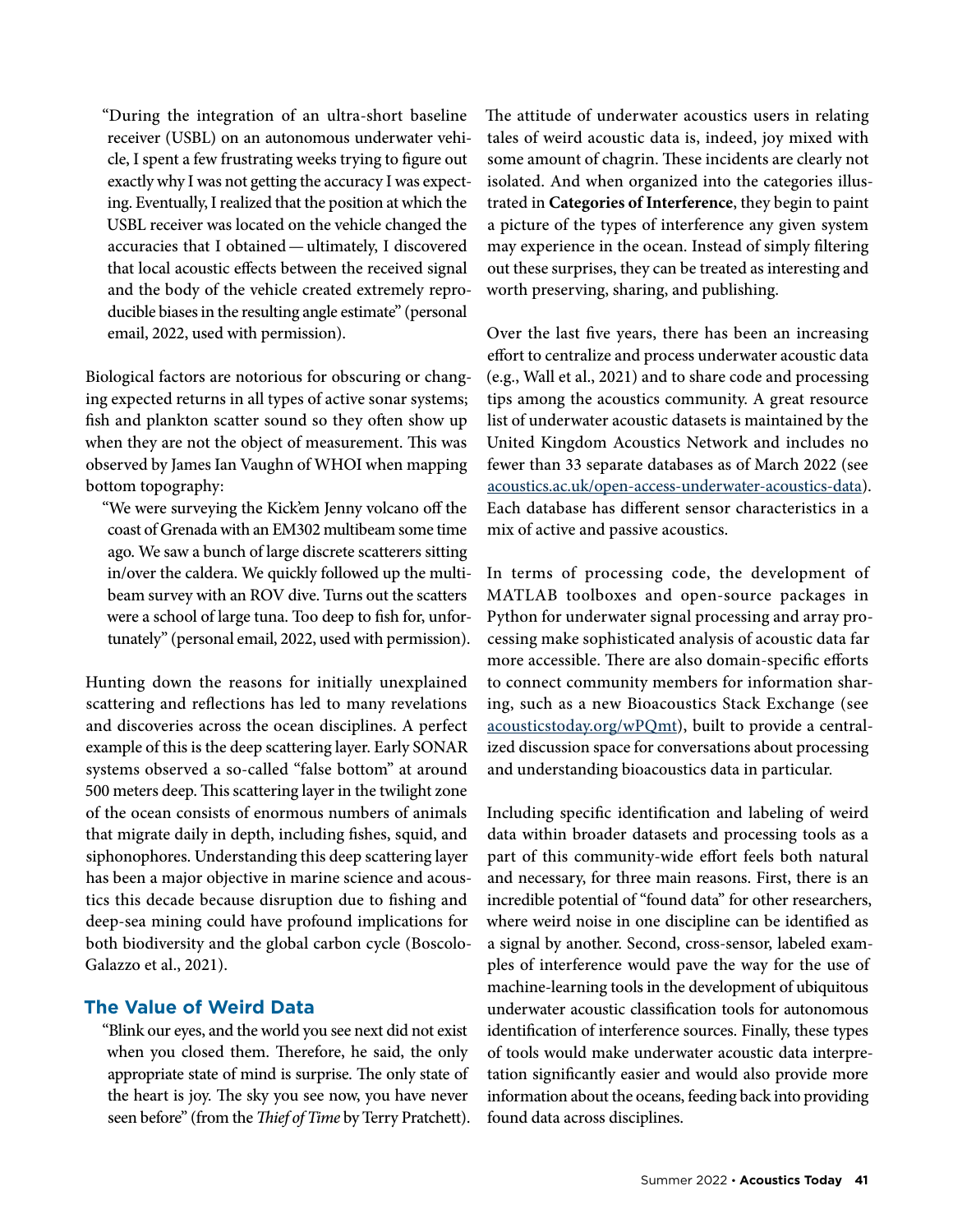> "During the integration of an ultra-short baseline receiver (USBL) on an autonomous underwater vehicle, I spent a few frustrating weeks trying to figure out exactly why I was not getting the accuracy I was expecting. Eventually, I realized that the position at which the USBL receiver was located on the vehicle changed the accuracies that I obtained — ultimately, I discovered that local acoustic effects between the received signal and the body of the vehicle created extremely reproducible biases in the resulting angle estimate" (personal email, 2022, used with permission).

Biological factors are notorious for obscuring or changing expected returns in all types of active sonar systems; fish and plankton scatter sound so they often show up when they are not the object of measurement. This was observed by James Ian Vaughn of WHOI when mapping bottom topography:

> "We were surveying the Kick'em Jenny volcano off the coast of Grenada with an EM302 multibeam some time ago. We saw a bunch of large discrete scatterers sitting in/over the caldera. We quickly followed up the multibeam survey with an ROV dive. Turns out the scatters were a school of large tuna. Too deep to fish for, unfortunately" (personal email, 2022, used with permission).

Hunting down the reasons for initially unexplained scattering and reflections has led to many revelations and discoveries across the ocean disciplines. A perfect example of this is the deep scattering layer. Early SONAR systems observed a so-called "false bottom" at around 500 meters deep. This scattering layer in the twilight zone of the ocean consists of enormous numbers of animals that migrate daily in depth, including fishes, squid, and siphonophores. Understanding this deep scattering layer has been a major objective in marine science and acoustics this decade because disruption due to fishing and deep-sea mining could have profound implications for both biodiversity and the global carbon cycle (Boscolo-Galazzo et al., 2021).

## The Value of Weird Data

> "Blink our eyes, and the world you see next did not exist when you closed them. Therefore, he said, the only appropriate state of mind is surprise. The only state of the heart is joy. The sky you see now, you have never seen before" (from the *Thief of Time* by Terry Pratchett).

The attitude of underwater acoustics users in relating tales of weird acoustic data is, indeed, joy mixed with some amount of chagrin. These incidents are clearly not isolated. And when organized into the categories illustrated in **Categories of Interference**, they begin to paint a picture of the types of interference any given system may experience in the ocean. Instead of simply filtering out these surprises, they can be treated as interesting and worth preserving, sharing, and publishing.

Over the last five years, there has been an increasing effort to centralize and process underwater acoustic data (e.g., Wall et al., 2021) and to share code and processing tips among the acoustics community. A great resource list of underwater acoustic datasets is maintained by the United Kingdom Acoustics Network and includes no fewer than 33 separate databases as of March 2022 (see acoustics.ac.uk/open-access-underwater-acoustics-data). Each database has different sensor characteristics in a mix of active and passive acoustics.

In terms of processing code, the development of MATLAB toolboxes and open-source packages in Python for underwater signal processing and array processing make sophisticated analysis of acoustic data far more accessible. There are also domain-specific efforts to connect community members for information sharing, such as a new Bioacoustics Stack Exchange (see acousticstoday.org/wPQmt), built to provide a centralized discussion space for conversations about processing and understanding bioacoustics data in particular.

Including specific identification and labeling of weird data within broader datasets and processing tools as a part of this community-wide effort feels both natural and necessary, for three main reasons. First, there is an incredible potential of "found data" for other researchers, where weird noise in one discipline can be identified as a signal by another. Second, cross-sensor, labeled examples of interference would pave the way for the use of machine-learning tools in the development of ubiquitous underwater acoustic classification tools for autonomous identification of interference sources. Finally, these types of tools would make underwater acoustic data interpretation significantly easier and would also provide more information about the oceans, feeding back into providing found data across disciplines.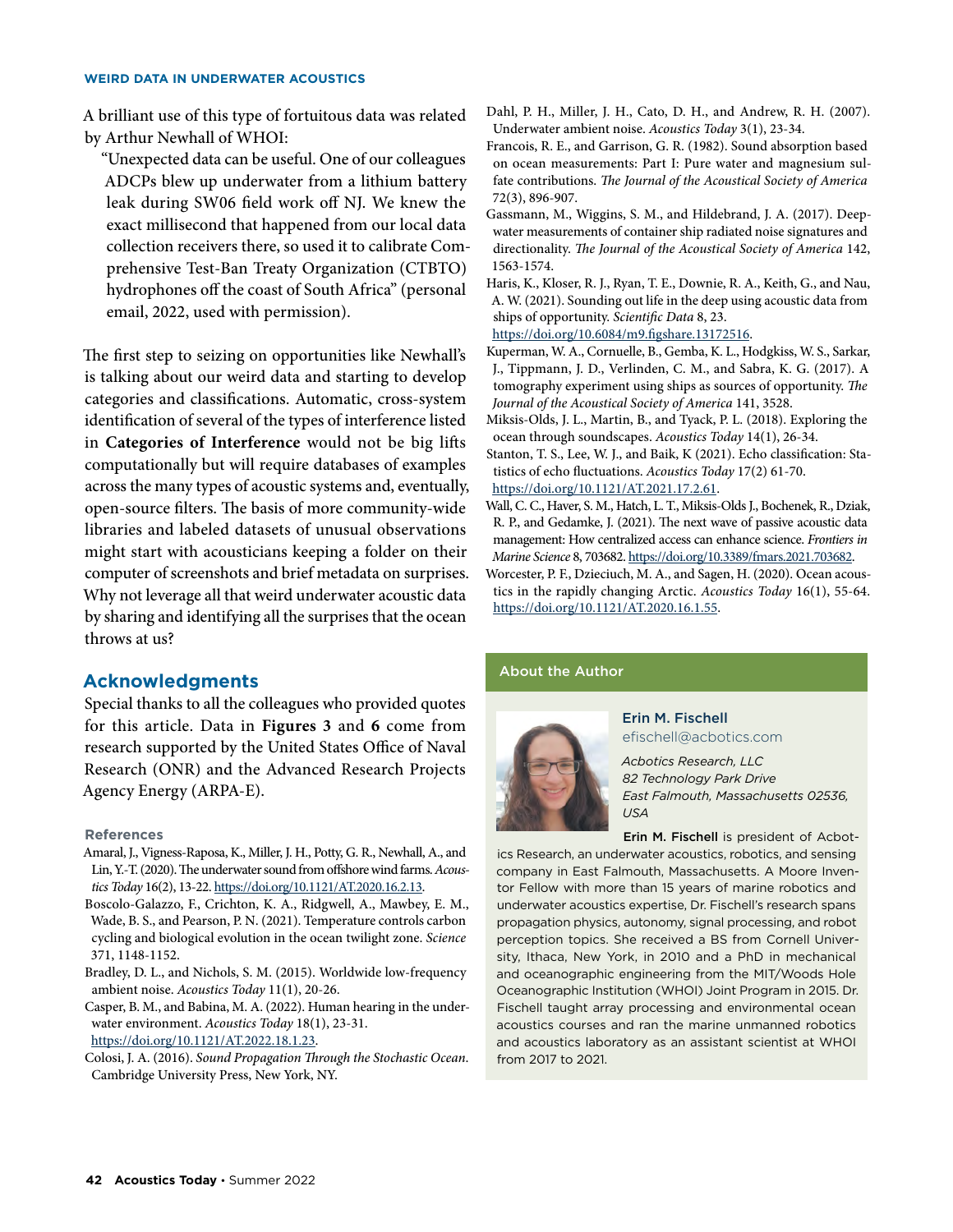A brilliant use of this type of fortuitous data was related by Arthur Newhall of WHOI:

> "Unexpected data can be useful. One of our colleagues ADCPs blew up underwater from a lithium battery leak during SW06 field work off NJ. We knew the exact millisecond that happened from our local data collection receivers there, so used it to calibrate Comprehensive Test-Ban Treaty Organization (CTBTO) hydrophones off the coast of South Africa" (personal email, 2022, used with permission).

The first step to seizing on opportunities like Newhall's is talking about our weird data and starting to develop categories and classifications. Automatic, cross-system identification of several of the types of interference listed in **Categories of Interference** would not be big lifts computationally but will require databases of examples across the many types of acoustic systems and, eventually, open-source filters. The basis of more community-wide libraries and labeled datasets of unusual observations might start with acousticians keeping a folder on their computer of screenshots and brief metadata on surprises. Why not leverage all that weird underwater acoustic data by sharing and identifying all the surprises that the ocean throws at us?

## Acknowledgments

Special thanks to all the colleagues who provided quotes for this article. Data in **Figures 3** and **6** come from research supported by the United States Office of Naval Research (ONR) and the Advanced Research Projects Agency Energy (ARPA-E).

### References

Amaral, J., Vigness-Raposa, K., Miller, J. H., Potty, G. R., Newhall, A., and Lin, Y.-T. (2020). The underwater sound from offshore wind farms. *Acoustics Today* 16(2), 13-22. https://doi.org/10.1121/AT.2020.16.2.13.

Boscolo-Galazzo, F., Crichton, K. A., Ridgwell, A., Mawbey, E. M., Wade, B. S., and Pearson, P. N. (2021). Temperature controls carbon cycling and biological evolution in the ocean twilight zone. *Science* 371, 1148-1152.

Bradley, D. L., and Nichols, S. M. (2015). Worldwide low-frequency ambient noise. *Acoustics Today* 11(1), 20-26.

Casper, B. M., and Babina, M. A. (2022). Human hearing in the underwater environment. *Acoustics Today* 18(1), 23-31. https://doi.org/10.1121/AT.2022.18.1.23.

Colosi, J. A. (2016). *Sound Propagation Through the Stochastic Ocean*. Cambridge University Press, New York, NY.

Dahl, P. H., Miller, J. H., Cato, D. H., and Andrew, R. H. (2007). Underwater ambient noise. *Acoustics Today* 3(1), 23-34.

Francois, R. E., and Garrison, G. R. (1982). Sound absorption based on ocean measurements: Part I: Pure water and magnesium sulfate contributions. *The Journal of the Acoustical Society of America* 72(3), 896-907.

Gassmann, M., Wiggins, S. M., and Hildebrand, J. A. (2017). Deep-water measurements of container ship radiated noise signatures and directionality. *The Journal of the Acoustical Society of America* 142, 1563-1574.

Haris, K., Kloser, R. J., Ryan, T. E., Downie, R. A., Keith, G., and Nau, A. W. (2021). Sounding out life in the deep using acoustic data from ships of opportunity. *Scientific Data* 8, 23. https://doi.org/10.6084/m9.figshare.13172516.

Kuperman, W. A., Cornuelle, B., Gemba, K. L., Hodgkiss, W. S., Sarkar, J., Tippmann, J. D., Verlinden, C. M., and Sabra, K. G. (2017). A tomography experiment using ships as sources of opportunity. *The Journal of the Acoustical Society of America* 141, 3528.

Miksis-Olds, J. L., Martin, B., and Tyack, P. L. (2018). Exploring the ocean through soundscapes. *Acoustics Today* 14(1), 26-34.

Stanton, T. S., Lee, W. J., and Baik, K (2021). Echo classification: Statistics of echo fluctuations. *Acoustics Today* 17(2) 61-70. https://doi.org/10.1121/AT.2021.17.2.61.

Wall, C. C., Haver, S. M., Hatch, L. T., Miksis-Olds J., Bochenek, R., Dziak, R. P., and Gedamke, J. (2021). The next wave of passive acoustic data management: How centralized access can enhance science. *Frontiers in Marine Science* 8, 703682. https://doi.org/10.3389/fmars.2021.703682.

Worcester, P. F., Dzieciuch, M. A., and Sagen, H. (2020). Ocean acoustics in the rapidly changing Arctic. *Acoustics Today* 16(1), 55-64. https://doi.org/10.1121/AT.2020.16.1.55.

## About the Author

**Erin M. Fischell**
efischell@acbotics.com

*Acbotics Research, LLC*
*82 Technology Park Drive*
*East Falmouth, Massachusetts 02536, USA*

**Erin M. Fischell** is president of Acbotics Research, an underwater acoustics, robotics, and sensing company in East Falmouth, Massachusetts. A Moore Inventor Fellow with more than 15 years of marine robotics and underwater acoustics expertise, Dr. Fischell's research spans propagation physics, autonomy, signal processing, and robot perception topics. She received a BS from Cornell University, Ithaca, New York, in 2010 and a PhD in mechanical and oceanographic engineering from the MIT/Woods Hole Oceanographic Institution (WHOI) Joint Program in 2015. Dr. Fischell taught array processing and environmental ocean acoustics courses and ran the marine unmanned robotics and acoustics laboratory as an assistant scientist at WHOI from 2017 to 2021.